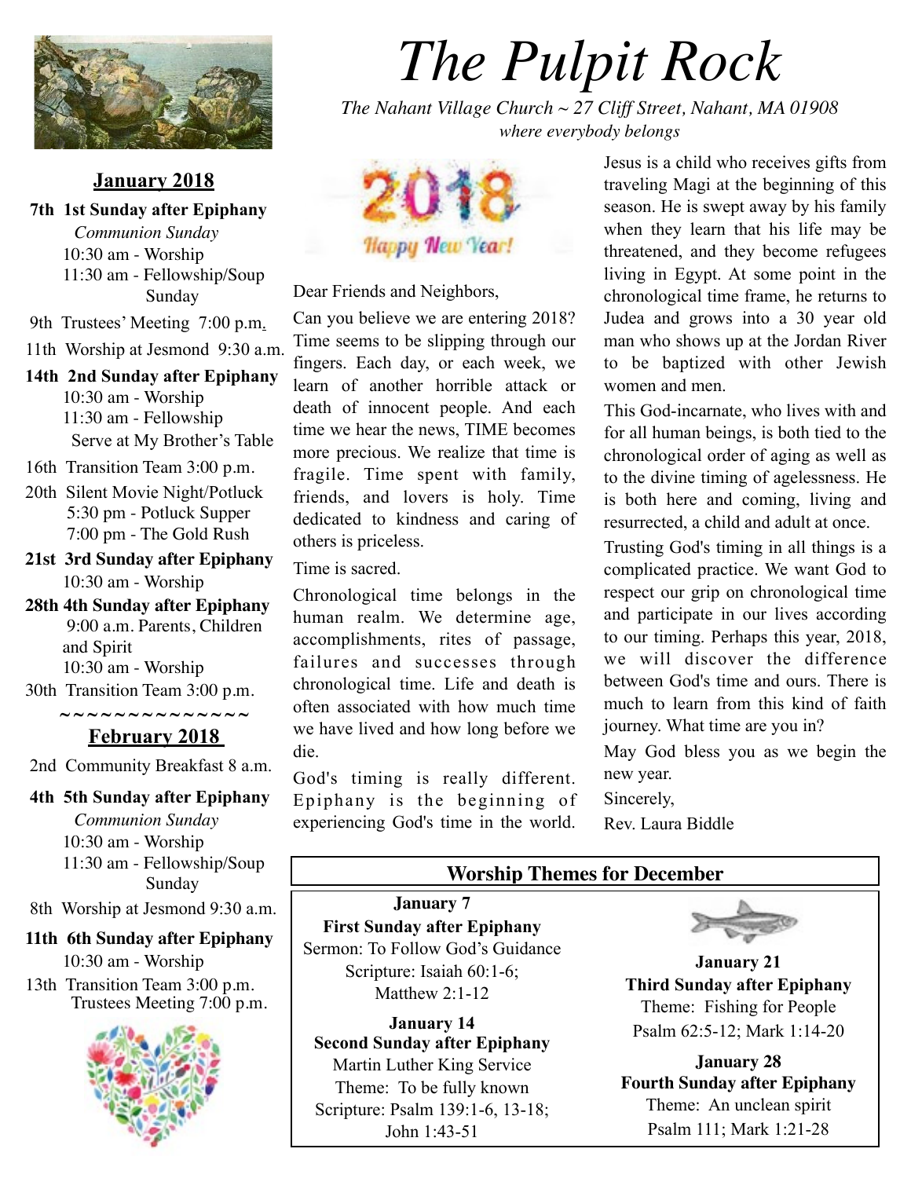# The Pulpit Rock

*The Nahant Village Church ~ 27 Cliff Street, Nahant, MA 01908*
*where everybody belongs*

## January 2018

**7th 1st Sunday after Epiphany**
*Communion Sunday*
10:30 am - Worship
11:30 am - Fellowship/Soup Sunday

9th Trustees' Meeting 7:00 p.m.

11th Worship at Jesmond 9:30 a.m.

**14th 2nd Sunday after Epiphany**
10:30 am - Worship
11:30 am - Fellowship
Serve at My Brother's Table

16th Transition Team 3:00 p.m.

20th Silent Movie Night/Potluck
5:30 pm - Potluck Supper
7:00 pm - The Gold Rush

**21st 3rd Sunday after Epiphany**
10:30 am - Worship

**28th 4th Sunday after Epiphany**
9:00 a.m. Parents, Children and Spirit
10:30 am - Worship

30th Transition Team 3:00 p.m.

~~~~~~~~~~~~~~

## February 2018

2nd Community Breakfast 8 a.m.

**4th 5th Sunday after Epiphany**
*Communion Sunday*
10:30 am - Worship
11:30 am - Fellowship/Soup Sunday

8th Worship at Jesmond 9:30 a.m.

**11th 6th Sunday after Epiphany**
10:30 am - Worship

13th Transition Team 3:00 p.m.
Trustees Meeting 7:00 p.m.

2018 *Happy New Year!*

Dear Friends and Neighbors,

Can you believe we are entering 2018? Time seems to be slipping through our fingers. Each day, or each week, we learn of another horrible attack or death of innocent people. And each time we hear the news, TIME becomes more precious. We realize that time is fragile. Time spent with family, friends, and lovers is holy. Time dedicated to kindness and caring of others is priceless.

Time is sacred.

Chronological time belongs in the human realm. We determine age, accomplishments, rites of passage, failures and successes through chronological time. Life and death is often associated with how much time we have lived and how long before we die.

God's timing is really different. Epiphany is the beginning of experiencing God's time in the world. Jesus is a child who receives gifts from traveling Magi at the beginning of this season. He is swept away by his family when they learn that his life may be threatened, and they become refugees living in Egypt. At some point in the chronological time frame, he returns to Judea and grows into a 30 year old man who shows up at the Jordan River to be baptized with other Jewish women and men.

This God-incarnate, who lives with and for all human beings, is both tied to the chronological order of aging as well as to the divine timing of agelessness. He is both here and coming, living and resurrected, a child and adult at once.

Trusting God's timing in all things is a complicated practice. We want God to respect our grip on chronological time and participate in our lives according to our timing. Perhaps this year, 2018, we will discover the difference between God's time and ours. There is much to learn from this kind of faith journey. What time are you in?

May God bless you as we begin the new year.

Sincerely,

Rev. Laura Biddle

## Worship Themes for December

**January 7**
**First Sunday after Epiphany**
Sermon: To Follow God's Guidance
Scripture: Isaiah 60:1-6; Matthew 2:1-12

**January 14**
**Second Sunday after Epiphany**
Martin Luther King Service
Theme: To be fully known
Scripture: Psalm 139:1-6, 13-18; John 1:43-51

**January 21**
**Third Sunday after Epiphany**
Theme: Fishing for People
Psalm 62:5-12; Mark 1:14-20

**January 28**
**Fourth Sunday after Epiphany**
Theme: An unclean spirit
Psalm 111; Mark 1:21-28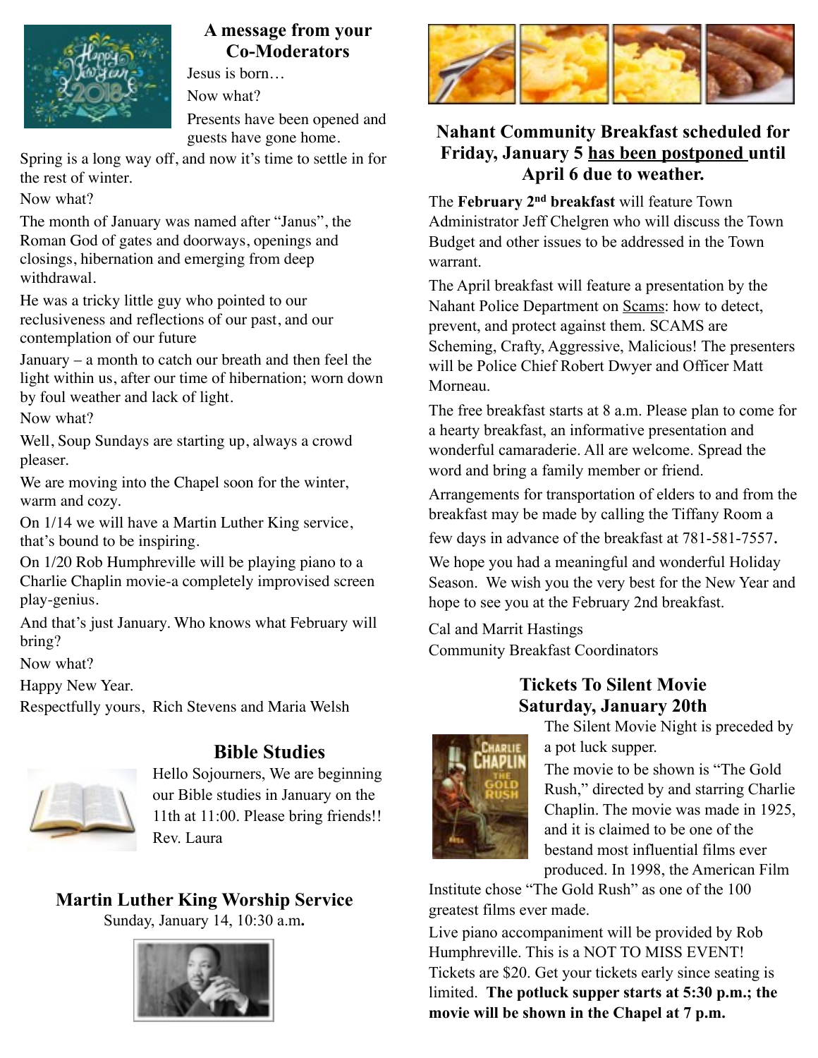## A message from your Co-Moderators

Jesus is born…

Now what?

Presents have been opened and guests have gone home.

Spring is a long way off, and now it's time to settle in for the rest of winter.

Now what?

The month of January was named after "Janus", the Roman God of gates and doorways, openings and closings, hibernation and emerging from deep withdrawal.

He was a tricky little guy who pointed to our reclusiveness and reflections of our past, and our contemplation of our future

January – a month to catch our breath and then feel the light within us, after our time of hibernation; worn down by foul weather and lack of light.

Now what?

Well, Soup Sundays are starting up, always a crowd pleaser.

We are moving into the Chapel soon for the winter, warm and cozy.

On 1/14 we will have a Martin Luther King service, that's bound to be inspiring.

On 1/20 Rob Humphreville will be playing piano to a Charlie Chaplin movie-a completely improvised screen play-genius.

And that's just January. Who knows what February will bring?

Now what?

Happy New Year.

Respectfully yours, Rich Stevens and Maria Welsh

## Bible Studies

Hello Sojourners, We are beginning our Bible studies in January on the 11th at 11:00. Please bring friends!! Rev. Laura

## Martin Luther King Worship Service

Sunday, January 14, 10:30 a.m**.**

## Nahant Community Breakfast scheduled for Friday, January 5 has been postponed until April 6 due to weather.

The **February 2nd breakfast** will feature Town Administrator Jeff Chelgren who will discuss the Town Budget and other issues to be addressed in the Town warrant.

The April breakfast will feature a presentation by the Nahant Police Department on Scams: how to detect, prevent, and protect against them. SCAMS are Scheming, Crafty, Aggressive, Malicious! The presenters will be Police Chief Robert Dwyer and Officer Matt Morneau.

The free breakfast starts at 8 a.m. Please plan to come for a hearty breakfast, an informative presentation and wonderful camaraderie. All are welcome. Spread the word and bring a family member or friend.

Arrangements for transportation of elders to and from the breakfast may be made by calling the Tiffany Room a few days in advance of the breakfast at 781-581-7557**.**

We hope you had a meaningful and wonderful Holiday Season. We wish you the very best for the New Year and hope to see you at the February 2nd breakfast.

Cal and Marrit Hastings
Community Breakfast Coordinators

## Tickets To Silent Movie Saturday, January 20th

The Silent Movie Night is preceded by a pot luck supper.

The movie to be shown is "The Gold Rush," directed by and starring Charlie Chaplin. The movie was made in 1925, and it is claimed to be one of the bestand most influential films ever produced. In 1998, the American Film Institute chose "The Gold Rush" as one of the 100 greatest films ever made.

Live piano accompaniment will be provided by Rob Humphreville. This is a NOT TO MISS EVENT! Tickets are $20. Get your tickets early since seating is limited. **The potluck supper starts at 5:30 p.m.; the movie will be shown in the Chapel at 7 p.m.**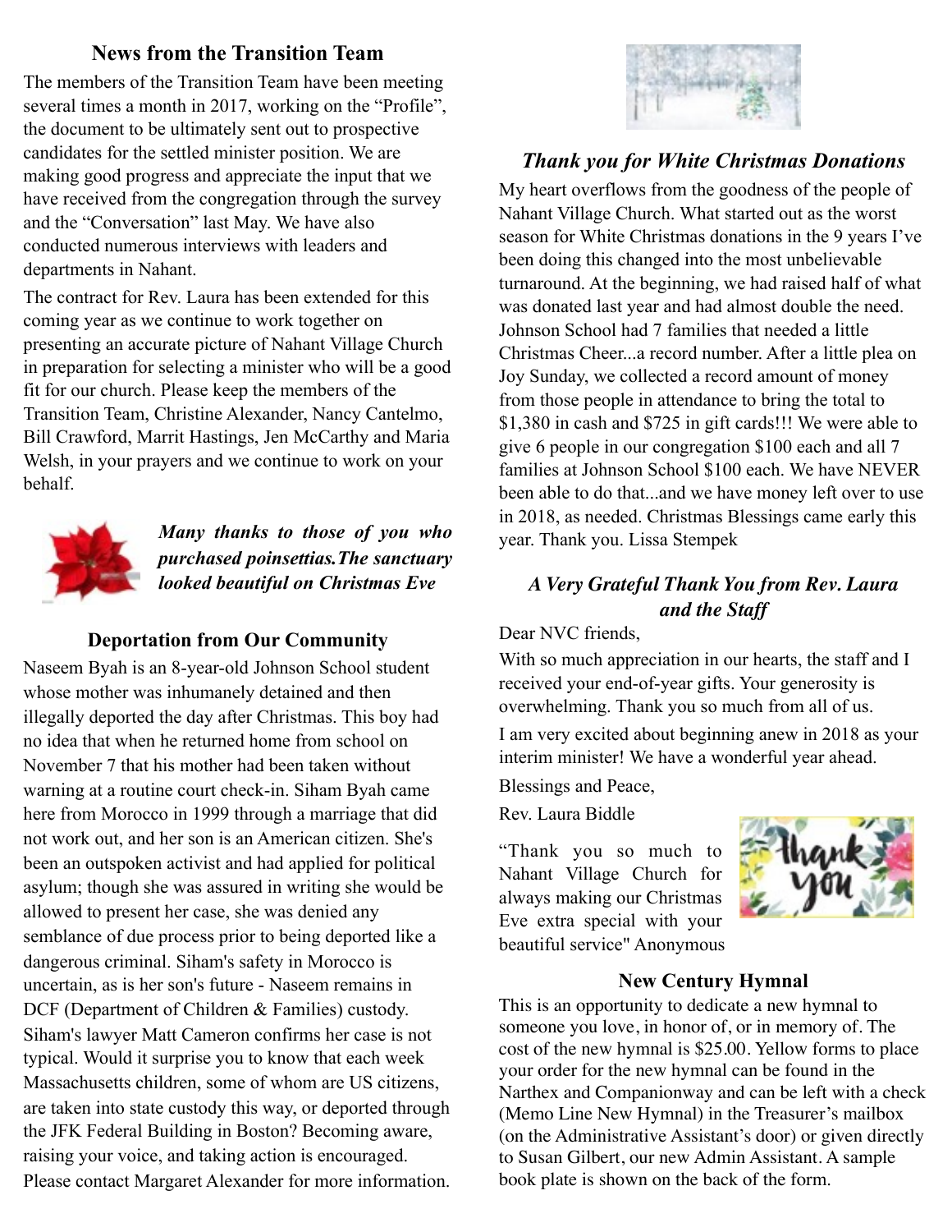## News from the Transition Team

The members of the Transition Team have been meeting several times a month in 2017, working on the "Profile", the document to be ultimately sent out to prospective candidates for the settled minister position. We are making good progress and appreciate the input that we have received from the congregation through the survey and the "Conversation" last May. We have also conducted numerous interviews with leaders and departments in Nahant.

The contract for Rev. Laura has been extended for this coming year as we continue to work together on presenting an accurate picture of Nahant Village Church in preparation for selecting a minister who will be a good fit for our church. Please keep the members of the Transition Team, Christine Alexander, Nancy Cantelmo, Bill Crawford, Marrit Hastings, Jen McCarthy and Maria Welsh, in your prayers and we continue to work on your behalf.

***Many thanks to those of you who purchased poinsettias.The sanctuary looked beautiful on Christmas Eve***

## Deportation from Our Community

Naseem Byah is an 8-year-old Johnson School student whose mother was inhumanely detained and then illegally deported the day after Christmas. This boy had no idea that when he returned home from school on November 7 that his mother had been taken without warning at a routine court check-in. Siham Byah came here from Morocco in 1999 through a marriage that did not work out, and her son is an American citizen. She's been an outspoken activist and had applied for political asylum; though she was assured in writing she would be allowed to present her case, she was denied any semblance of due process prior to being deported like a dangerous criminal. Siham's safety in Morocco is uncertain, as is her son's future - Naseem remains in DCF (Department of Children & Families) custody. Siham's lawyer Matt Cameron confirms her case is not typical. Would it surprise you to know that each week Massachusetts children, some of whom are US citizens, are taken into state custody this way, or deported through the JFK Federal Building in Boston? Becoming aware, raising your voice, and taking action is encouraged. Please contact Margaret Alexander for more information.

## *Thank you for White Christmas Donations*

My heart overflows from the goodness of the people of Nahant Village Church. What started out as the worst season for White Christmas donations in the 9 years I've been doing this changed into the most unbelievable turnaround. At the beginning, we had raised half of what was donated last year and had almost double the need. Johnson School had 7 families that needed a little Christmas Cheer...a record number. After a little plea on Joy Sunday, we collected a record amount of money from those people in attendance to bring the total to $1,380 in cash and $725 in gift cards!!! We were able to give 6 people in our congregation $100 each and all 7 families at Johnson School $100 each. We have NEVER been able to do that...and we have money left over to use in 2018, as needed. Christmas Blessings came early this year. Thank you. Lissa Stempek

## *A Very Grateful Thank You from Rev. Laura and the Staff*

Dear NVC friends,

With so much appreciation in our hearts, the staff and I received your end-of-year gifts. Your generosity is overwhelming. Thank you so much from all of us.

I am very excited about beginning anew in 2018 as your interim minister! We have a wonderful year ahead.

Blessings and Peace,

Rev. Laura Biddle

"Thank you so much to Nahant Village Church for always making our Christmas Eve extra special with your beautiful service" Anonymous

## New Century Hymnal

This is an opportunity to dedicate a new hymnal to someone you love, in honor of, or in memory of. The cost of the new hymnal is $25.00. Yellow forms to place your order for the new hymnal can be found in the Narthex and Companionway and can be left with a check (Memo Line New Hymnal) in the Treasurer's mailbox (on the Administrative Assistant's door) or given directly to Susan Gilbert, our new Admin Assistant. A sample book plate is shown on the back of the form.